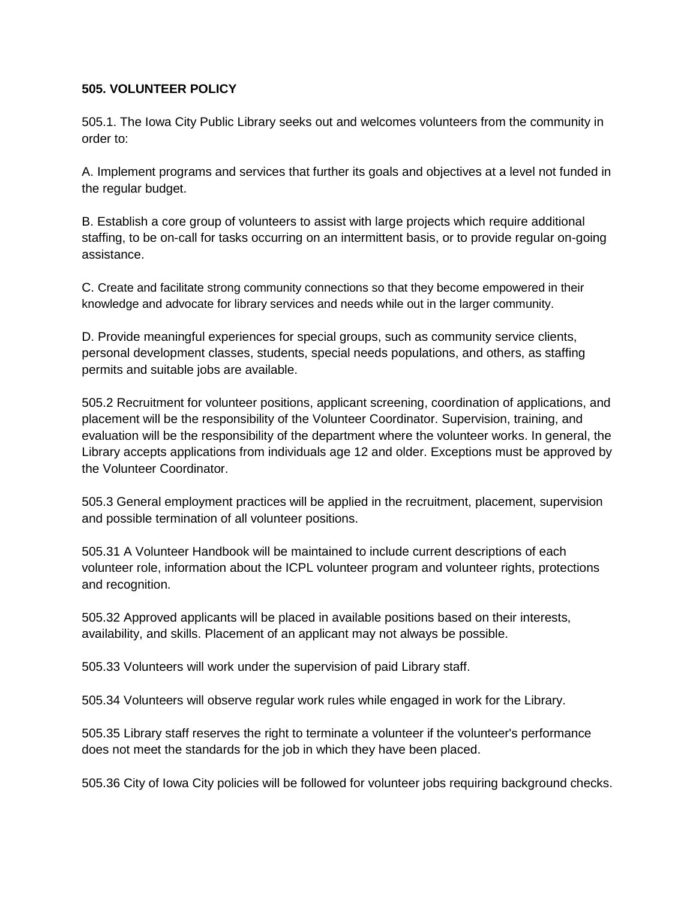**505. VOLUNTEER POLICY**

505.1. The Iowa City Public Library seeks out and welcomes volunteers from the community in order to:

A. Implement programs and services that further its goals and objectives at a level not funded in the regular budget.

B. Establish a core group of volunteers to assist with large projects which require additional staffing, to be on-call for tasks occurring on an intermittent basis, or to provide regular on-going assistance.

C. Create and facilitate strong community connections so that they become empowered in their knowledge and advocate for library services and needs while out in the larger community.

D. Provide meaningful experiences for special groups, such as community service clients, personal development classes, students, special needs populations, and others, as staffing permits and suitable jobs are available.

505.2 Recruitment for volunteer positions, applicant screening, coordination of applications, and placement will be the responsibility of the Volunteer Coordinator. Supervision, training, and evaluation will be the responsibility of the department where the volunteer works. In general, the Library accepts applications from individuals age 12 and older. Exceptions must be approved by the Volunteer Coordinator.

505.3 General employment practices will be applied in the recruitment, placement, supervision and possible termination of all volunteer positions.

505.31 A Volunteer Handbook will be maintained to include current descriptions of each volunteer role, information about the ICPL volunteer program and volunteer rights, protections and recognition.

505.32 Approved applicants will be placed in available positions based on their interests, availability, and skills. Placement of an applicant may not always be possible.

505.33 Volunteers will work under the supervision of paid Library staff.

505.34 Volunteers will observe regular work rules while engaged in work for the Library.

505.35 Library staff reserves the right to terminate a volunteer if the volunteer's performance does not meet the standards for the job in which they have been placed.

505.36 City of Iowa City policies will be followed for volunteer jobs requiring background checks.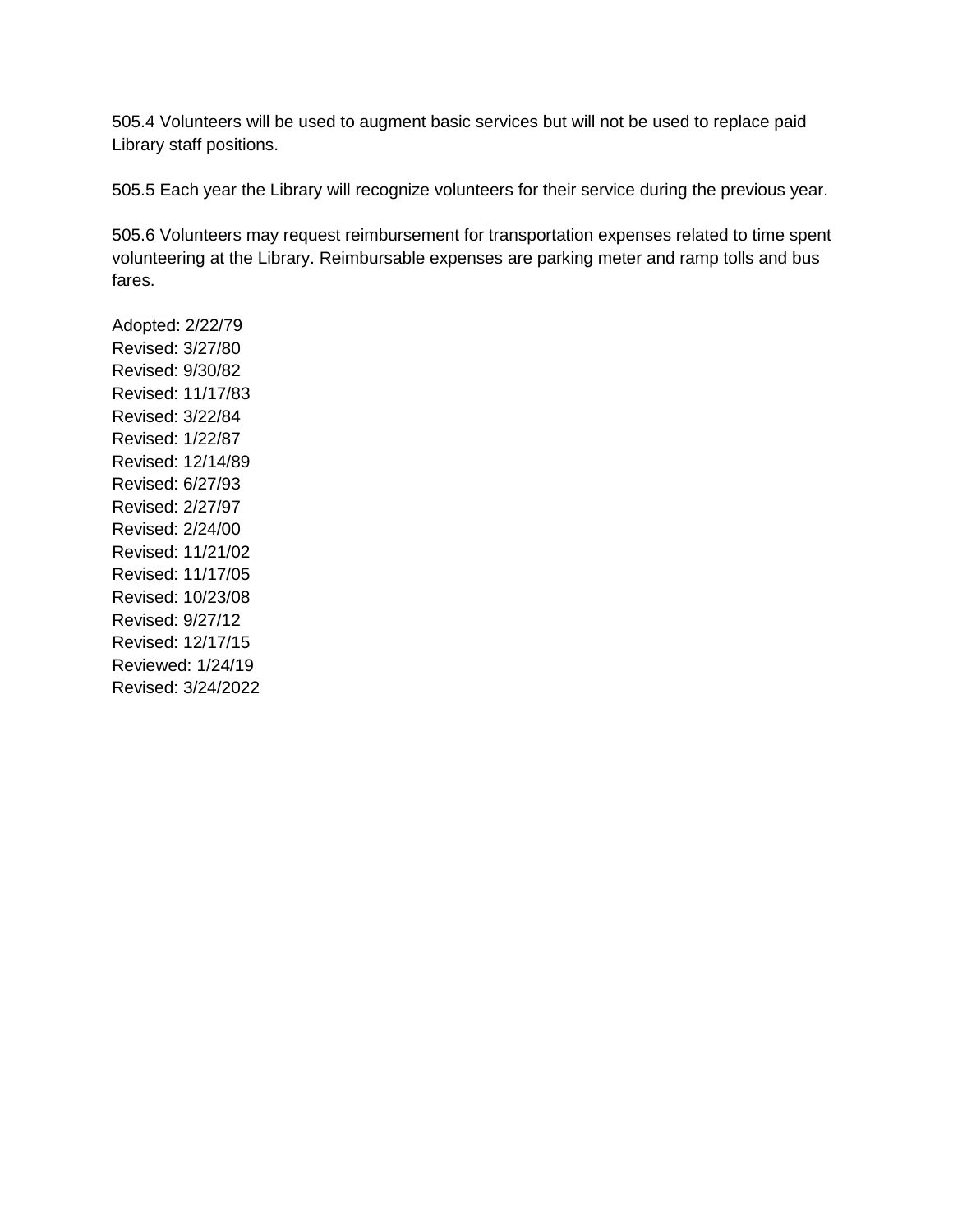505.4 Volunteers will be used to augment basic services but will not be used to replace paid Library staff positions.

505.5 Each year the Library will recognize volunteers for their service during the previous year.

505.6 Volunteers may request reimbursement for transportation expenses related to time spent volunteering at the Library. Reimbursable expenses are parking meter and ramp tolls and bus fares.

Adopted: 2/22/79
Revised: 3/27/80
Revised: 9/30/82
Revised: 11/17/83
Revised: 3/22/84
Revised: 1/22/87
Revised: 12/14/89
Revised: 6/27/93
Revised: 2/27/97
Revised: 2/24/00
Revised: 11/21/02
Revised: 11/17/05
Revised: 10/23/08
Revised: 9/27/12
Revised: 12/17/15
Reviewed: 1/24/19
Revised: 3/24/2022